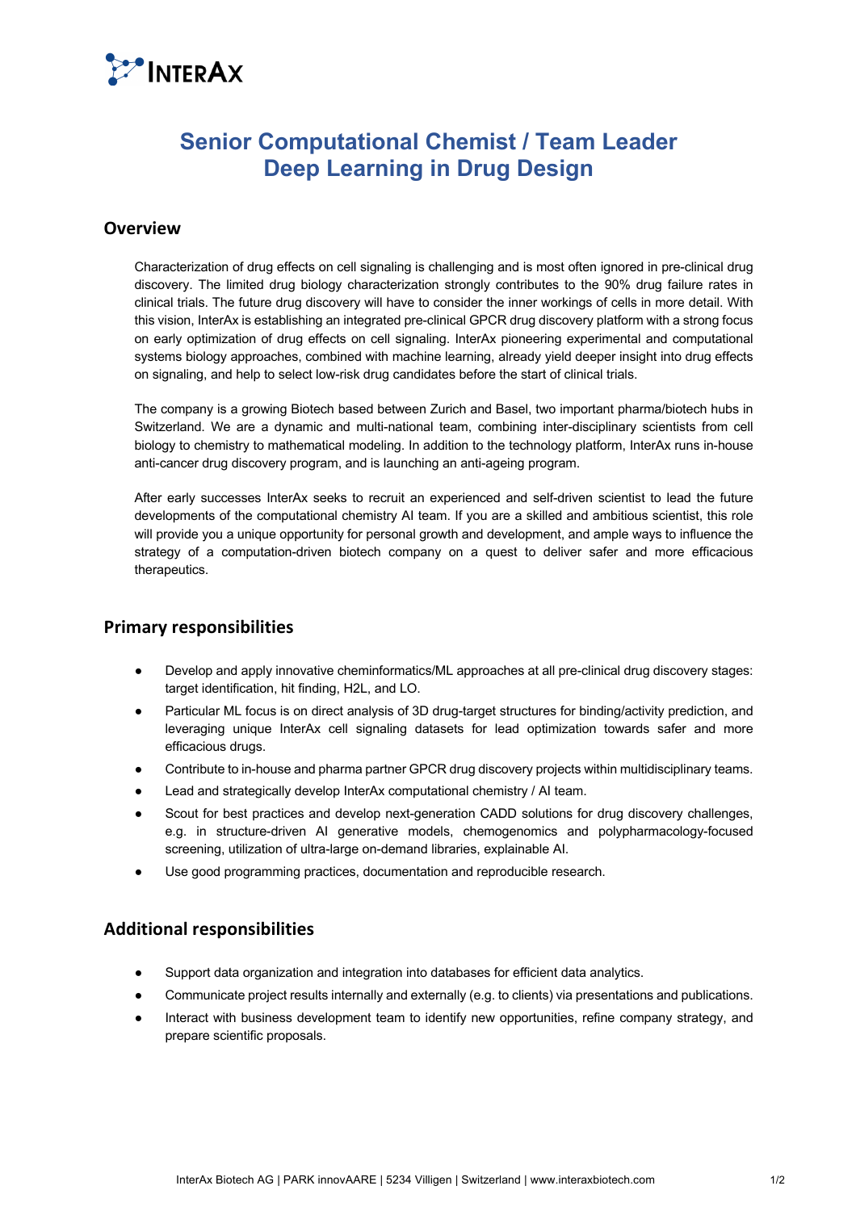# Senior Computational Chemist / Team Leader
# Deep Learning in Drug Design

## Overview

Characterization of drug effects on cell signaling is challenging and is most often ignored in pre-clinical drug discovery. The limited drug biology characterization strongly contributes to the 90% drug failure rates in clinical trials. The future drug discovery will have to consider the inner workings of cells in more detail. With this vision, InterAx is establishing an integrated pre-clinical GPCR drug discovery platform with a strong focus on early optimization of drug effects on cell signaling. InterAx pioneering experimental and computational systems biology approaches, combined with machine learning, already yield deeper insight into drug effects on signaling, and help to select low-risk drug candidates before the start of clinical trials.

The company is a growing Biotech based between Zurich and Basel, two important pharma/biotech hubs in Switzerland. We are a dynamic and multi-national team, combining inter-disciplinary scientists from cell biology to chemistry to mathematical modeling. In addition to the technology platform, InterAx runs in-house anti-cancer drug discovery program, and is launching an anti-ageing program.

After early successes InterAx seeks to recruit an experienced and self-driven scientist to lead the future developments of the computational chemistry AI team. If you are a skilled and ambitious scientist, this role will provide you a unique opportunity for personal growth and development, and ample ways to influence the strategy of a computation-driven biotech company on a quest to deliver safer and more efficacious therapeutics.

## Primary responsibilities

- Develop and apply innovative cheminformatics/ML approaches at all pre-clinical drug discovery stages: target identification, hit finding, H2L, and LO.
- Particular ML focus is on direct analysis of 3D drug-target structures for binding/activity prediction, and leveraging unique InterAx cell signaling datasets for lead optimization towards safer and more efficacious drugs.
- Contribute to in-house and pharma partner GPCR drug discovery projects within multidisciplinary teams.
- Lead and strategically develop InterAx computational chemistry / AI team.
- Scout for best practices and develop next-generation CADD solutions for drug discovery challenges, e.g. in structure-driven AI generative models, chemogenomics and polypharmacology-focused screening, utilization of ultra-large on-demand libraries, explainable AI.
- Use good programming practices, documentation and reproducible research.

## Additional responsibilities

- Support data organization and integration into databases for efficient data analytics.
- Communicate project results internally and externally (e.g. to clients) via presentations and publications.
- Interact with business development team to identify new opportunities, refine company strategy, and prepare scientific proposals.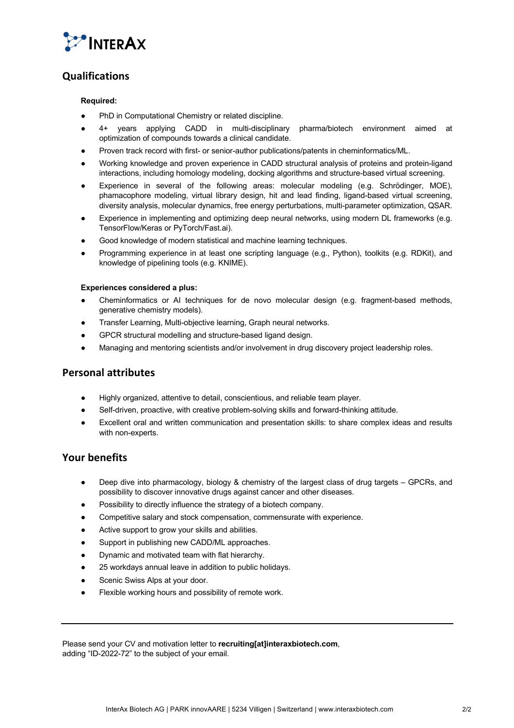## Qualifications

**Required:**

- PhD in Computational Chemistry or related discipline.
- 4+ years applying CADD in multi-disciplinary pharma/biotech environment aimed at optimization of compounds towards a clinical candidate.
- Proven track record with first- or senior-author publications/patents in cheminformatics/ML.
- Working knowledge and proven experience in CADD structural analysis of proteins and protein-ligand interactions, including homology modeling, docking algorithms and structure-based virtual screening.
- Experience in several of the following areas: molecular modeling (e.g. Schrödinger, MOE), phamacophore modeling, virtual library design, hit and lead finding, ligand-based virtual screening, diversity analysis, molecular dynamics, free energy perturbations, multi-parameter optimization, QSAR.
- Experience in implementing and optimizing deep neural networks, using modern DL frameworks (e.g. TensorFlow/Keras or PyTorch/Fast.ai).
- Good knowledge of modern statistical and machine learning techniques.
- Programming experience in at least one scripting language (e.g., Python), toolkits (e.g. RDKit), and knowledge of pipelining tools (e.g. KNIME).

**Experiences considered a plus:**

- Cheminformatics or AI techniques for de novo molecular design (e.g. fragment-based methods, generative chemistry models).
- Transfer Learning, Multi-objective learning, Graph neural networks.
- GPCR structural modelling and structure-based ligand design.
- Managing and mentoring scientists and/or involvement in drug discovery project leadership roles.

## Personal attributes

- Highly organized, attentive to detail, conscientious, and reliable team player.
- Self-driven, proactive, with creative problem-solving skills and forward-thinking attitude.
- Excellent oral and written communication and presentation skills: to share complex ideas and results with non-experts.

## Your benefits

- Deep dive into pharmacology, biology & chemistry of the largest class of drug targets – GPCRs, and possibility to discover innovative drugs against cancer and other diseases.
- Possibility to directly influence the strategy of a biotech company.
- Competitive salary and stock compensation, commensurate with experience.
- Active support to grow your skills and abilities.
- Support in publishing new CADD/ML approaches.
- Dynamic and motivated team with flat hierarchy.
- 25 workdays annual leave in addition to public holidays.
- Scenic Swiss Alps at your door.
- Flexible working hours and possibility of remote work.

---

Please send your CV and motivation letter to **recruiting[at]interaxbiotech.com**, adding "ID-2022-72" to the subject of your email.

InterAx Biotech AG | PARK innovAARE | 5234 Villigen | Switzerland | www.interaxbiotech.com